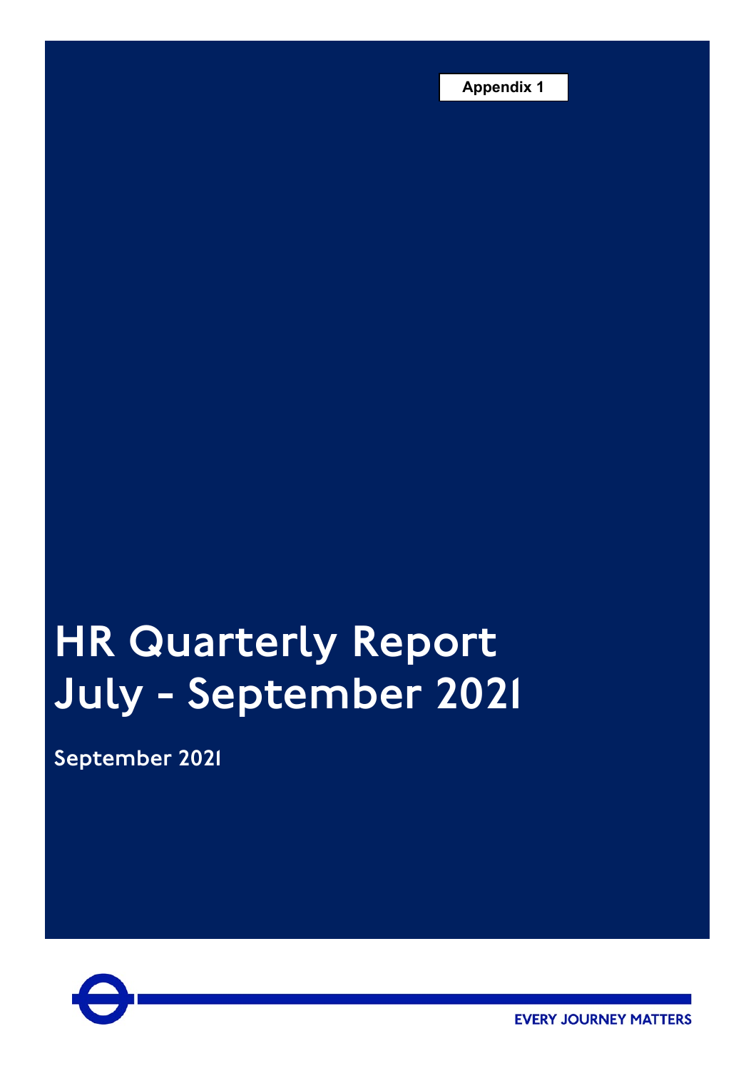Appendix 1

# HR Quarterly Report July - September 2021

**September 2021**

EVERY JOURNEY MATTERS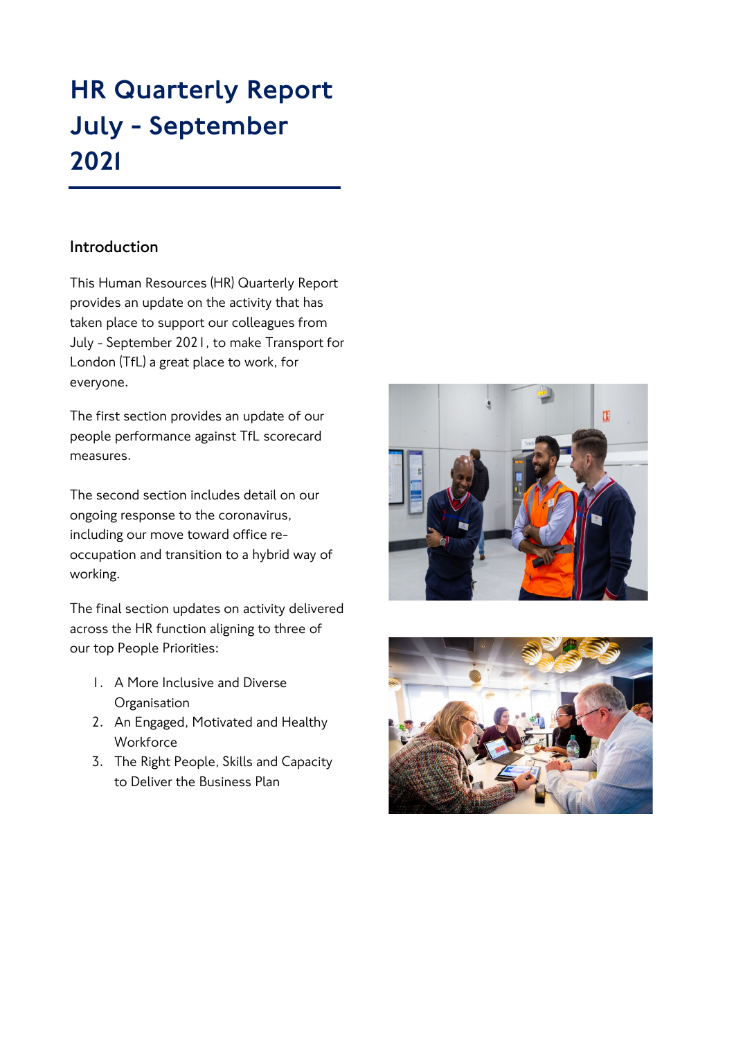# HR Quarterly Report July - September 2021

## Introduction

This Human Resources (HR) Quarterly Report provides an update on the activity that has taken place to support our colleagues from July - September 2021, to make Transport for London (TfL) a great place to work, for everyone.

The first section provides an update of our people performance against TfL scorecard measures.

The second section includes detail on our ongoing response to the coronavirus, including our move toward office re-occupation and transition to a hybrid way of working.

The final section updates on activity delivered across the HR function aligning to three of our top People Priorities:

1. A More Inclusive and Diverse Organisation
2. An Engaged, Motivated and Healthy Workforce
3. The Right People, Skills and Capacity to Deliver the Business Plan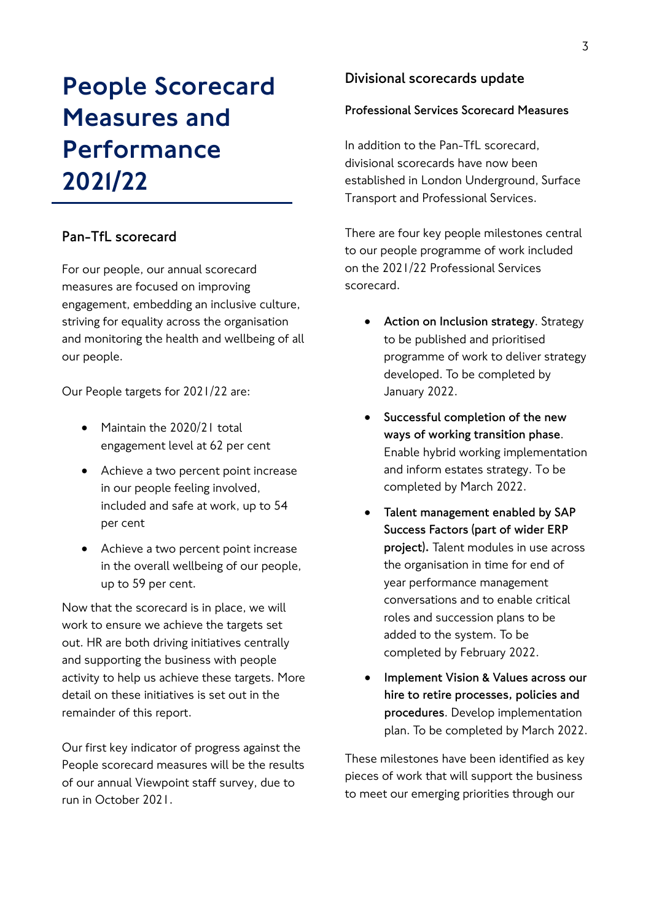# People Scorecard Measures and Performance 2021/22

## Pan-TfL scorecard

For our people, our annual scorecard measures are focused on improving engagement, embedding an inclusive culture, striving for equality across the organisation and monitoring the health and wellbeing of all our people.

Our People targets for 2021/22 are:

- Maintain the 2020/21 total engagement level at 62 per cent
- Achieve a two percent point increase in our people feeling involved, included and safe at work, up to 54 per cent
- Achieve a two percent point increase in the overall wellbeing of our people, up to 59 per cent.

Now that the scorecard is in place, we will work to ensure we achieve the targets set out. HR are both driving initiatives centrally and supporting the business with people activity to help us achieve these targets. More detail on these initiatives is set out in the remainder of this report.

Our first key indicator of progress against the People scorecard measures will be the results of our annual Viewpoint staff survey, due to run in October 2021.

## Divisional scorecards update

### Professional Services Scorecard Measures

In addition to the Pan-TfL scorecard, divisional scorecards have now been established in London Underground, Surface Transport and Professional Services.

There are four key people milestones central to our people programme of work included on the 2021/22 Professional Services scorecard.

- **Action on Inclusion strategy**. Strategy to be published and prioritised programme of work to deliver strategy developed. To be completed by January 2022.
- **Successful completion of the new ways of working transition phase**. Enable hybrid working implementation and inform estates strategy. To be completed by March 2022.
- **Talent management enabled by SAP Success Factors (part of wider ERP project).** Talent modules in use across the organisation in time for end of year performance management conversations and to enable critical roles and succession plans to be added to the system. To be completed by February 2022.
- **Implement Vision & Values across our hire to retire processes, policies and procedures**. Develop implementation plan. To be completed by March 2022.

These milestones have been identified as key pieces of work that will support the business to meet our emerging priorities through our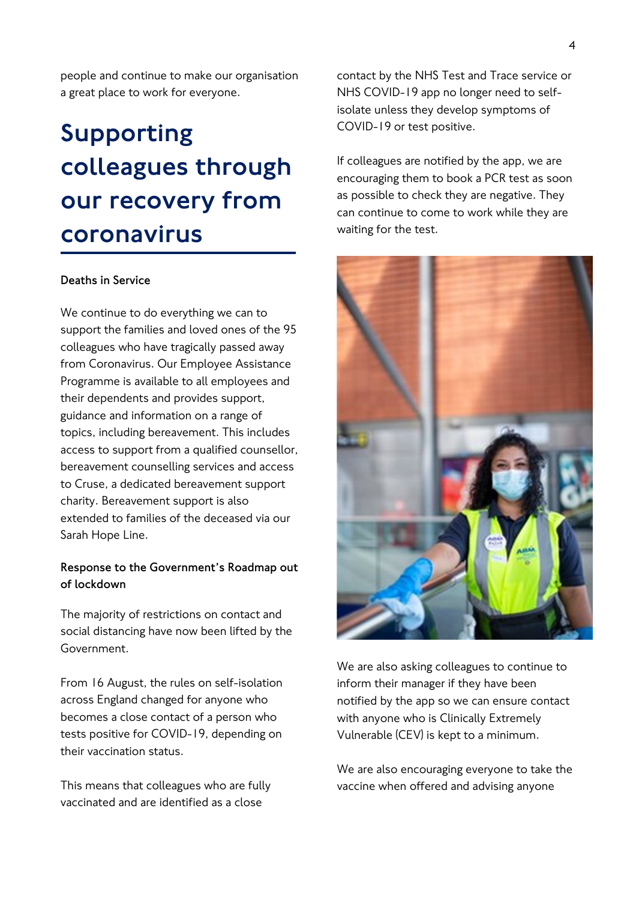people and continue to make our organisation a great place to work for everyone.

# Supporting colleagues through our recovery from coronavirus

**Deaths in Service**

We continue to do everything we can to support the families and loved ones of the 95 colleagues who have tragically passed away from Coronavirus. Our Employee Assistance Programme is available to all employees and their dependents and provides support, guidance and information on a range of topics, including bereavement. This includes access to support from a qualified counsellor, bereavement counselling services and access to Cruse, a dedicated bereavement support charity. Bereavement support is also extended to families of the deceased via our Sarah Hope Line.

**Response to the Government's Roadmap out of lockdown**

The majority of restrictions on contact and social distancing have now been lifted by the Government.

From 16 August, the rules on self-isolation across England changed for anyone who becomes a close contact of a person who tests positive for COVID-19, depending on their vaccination status.

This means that colleagues who are fully vaccinated and are identified as a close contact by the NHS Test and Trace service or NHS COVID-19 app no longer need to self-isolate unless they develop symptoms of COVID-19 or test positive.

If colleagues are notified by the app, we are encouraging them to book a PCR test as soon as possible to check they are negative. They can continue to come to work while they are waiting for the test.

We are also asking colleagues to continue to inform their manager if they have been notified by the app so we can ensure contact with anyone who is Clinically Extremely Vulnerable (CEV) is kept to a minimum.

We are also encouraging everyone to take the vaccine when offered and advising anyone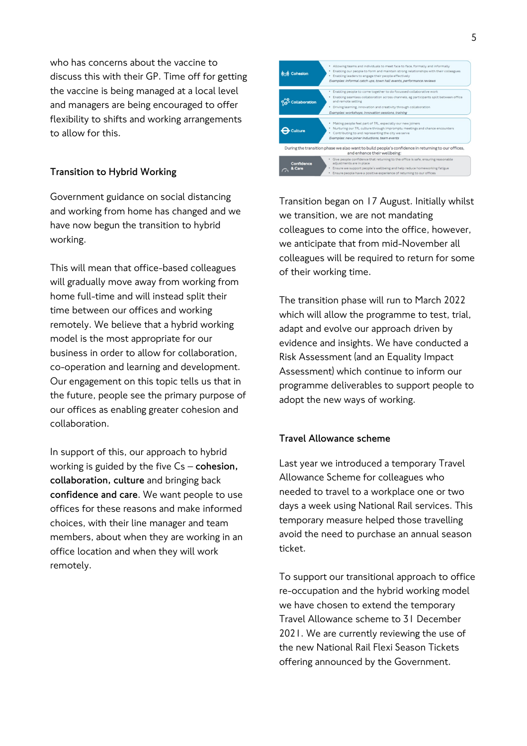who has concerns about the vaccine to discuss this with their GP. Time off for getting the vaccine is being managed at a local level and managers are being encouraged to offer flexibility to shifts and working arrangements to allow for this.

### Transition to Hybrid Working

Government guidance on social distancing and working from home has changed and we have now begun the transition to hybrid working.

This will mean that office-based colleagues will gradually move away from working from home full-time and will instead split their time between our offices and working remotely. We believe that a hybrid working model is the most appropriate for our business in order to allow for collaboration, co-operation and learning and development. Our engagement on this topic tells us that in the future, people see the primary purpose of our offices as enabling greater cohesion and collaboration.

In support of this, our approach to hybrid working is guided by the five Cs – **cohesion, collaboration, culture** and bringing back **confidence and care**. We want people to use offices for these reasons and make informed choices, with their line manager and team members, about when they are working in an office location and when they will work remotely.

**Cohesion**
- Allowing teams and individuals to meet face to face, formally and informally
- Enabling our people to form and maintain strong relationships with their colleagues
- Enabling leaders to engage their people effectively

*Examples: informal catch ups, town hall events, performance reviews*

**Collaboration**
- Enabling people to come together to do focussed collaborative work
- Enabling seamless collaboration across channels, eg participants split between office and remote setting
- Driving learning, innovation and creativity through collaboration

*Examples: workshops, innovation sessions, training*

**Culture**
- Making people feel part of TfL, especially our new joiners
- Nurturing our TfL culture through impromptu meetings and chance encounters
- Contributing to and representing the city we serve

*Examples: new joiner inductions, team events*

During the transition phase we also want to build people's confidence in returning to our offices, and enhance their wellbeing:

**Confidence & Care**
- Give people confidence that returning to the office is safe, ensuring reasonable adjustments are in place
- Ensure we support people's wellbeing and help reduce homeworking fatigue
- Ensure people have a positive experience of returning to our offices

Transition began on 17 August. Initially whilst we transition, we are not mandating colleagues to come into the office, however, we anticipate that from mid-November all colleagues will be required to return for some of their working time.

The transition phase will run to March 2022 which will allow the programme to test, trial, adapt and evolve our approach driven by evidence and insights. We have conducted a Risk Assessment (and an Equality Impact Assessment) which continue to inform our programme deliverables to support people to adopt the new ways of working.

### Travel Allowance scheme

Last year we introduced a temporary Travel Allowance Scheme for colleagues who needed to travel to a workplace one or two days a week using National Rail services. This temporary measure helped those travelling avoid the need to purchase an annual season ticket.

To support our transitional approach to office re-occupation and the hybrid working model we have chosen to extend the temporary Travel Allowance scheme to 31 December 2021. We are currently reviewing the use of the new National Rail Flexi Season Tickets offering announced by the Government.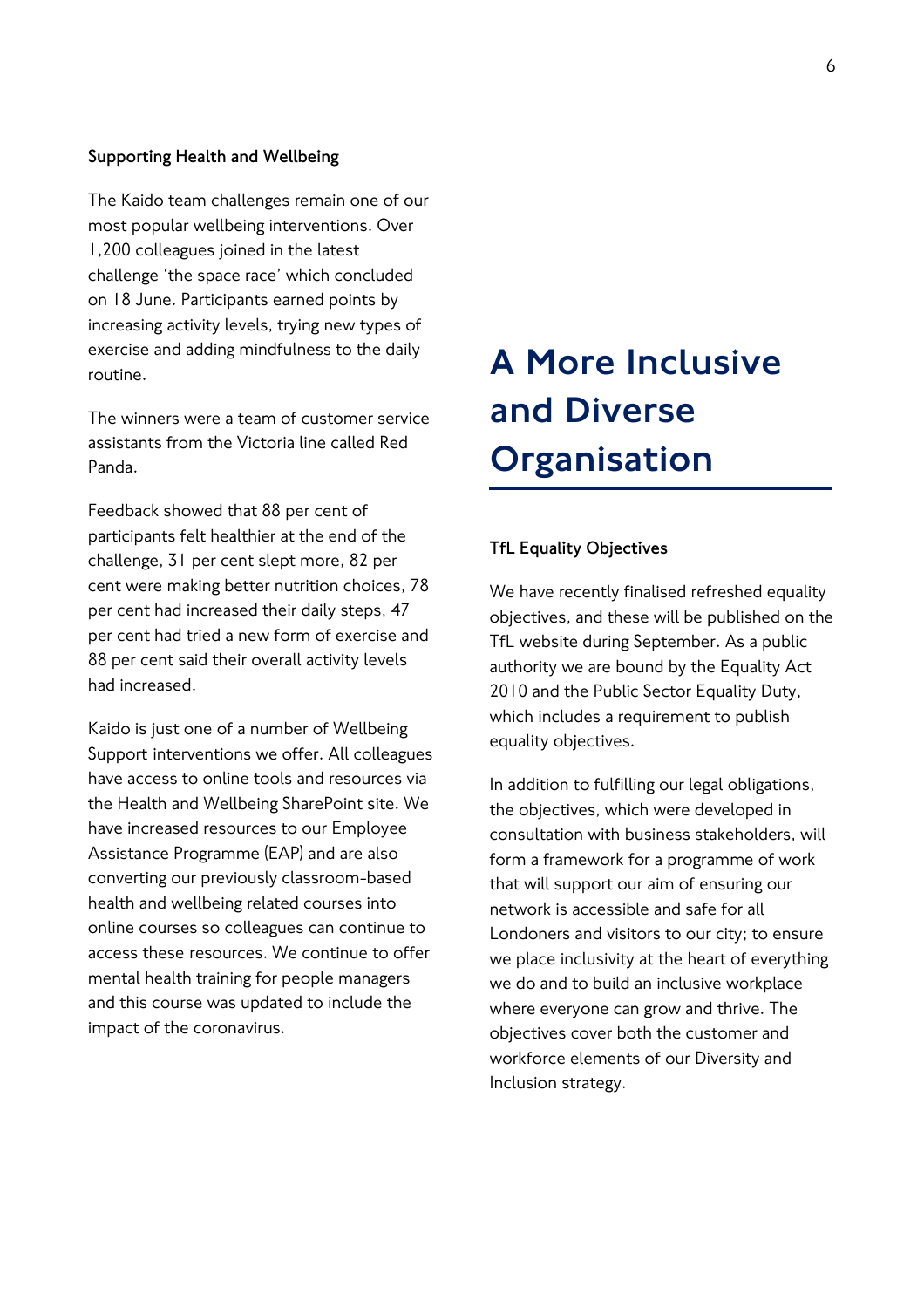### Supporting Health and Wellbeing

The Kaido team challenges remain one of our most popular wellbeing interventions. Over 1,200 colleagues joined in the latest challenge 'the space race' which concluded on 18 June. Participants earned points by increasing activity levels, trying new types of exercise and adding mindfulness to the daily routine.

The winners were a team of customer service assistants from the Victoria line called Red Panda.

Feedback showed that 88 per cent of participants felt healthier at the end of the challenge, 31 per cent slept more, 82 per cent were making better nutrition choices, 78 per cent had increased their daily steps, 47 per cent had tried a new form of exercise and 88 per cent said their overall activity levels had increased.

Kaido is just one of a number of Wellbeing Support interventions we offer. All colleagues have access to online tools and resources via the Health and Wellbeing SharePoint site. We have increased resources to our Employee Assistance Programme (EAP) and are also converting our previously classroom-based health and wellbeing related courses into online courses so colleagues can continue to access these resources. We continue to offer mental health training for people managers and this course was updated to include the impact of the coronavirus.

# A More Inclusive and Diverse Organisation

### TfL Equality Objectives

We have recently finalised refreshed equality objectives, and these will be published on the TfL website during September. As a public authority we are bound by the Equality Act 2010 and the Public Sector Equality Duty, which includes a requirement to publish equality objectives.

In addition to fulfilling our legal obligations, the objectives, which were developed in consultation with business stakeholders, will form a framework for a programme of work that will support our aim of ensuring our network is accessible and safe for all Londoners and visitors to our city; to ensure we place inclusivity at the heart of everything we do and to build an inclusive workplace where everyone can grow and thrive. The objectives cover both the customer and workforce elements of our Diversity and Inclusion strategy.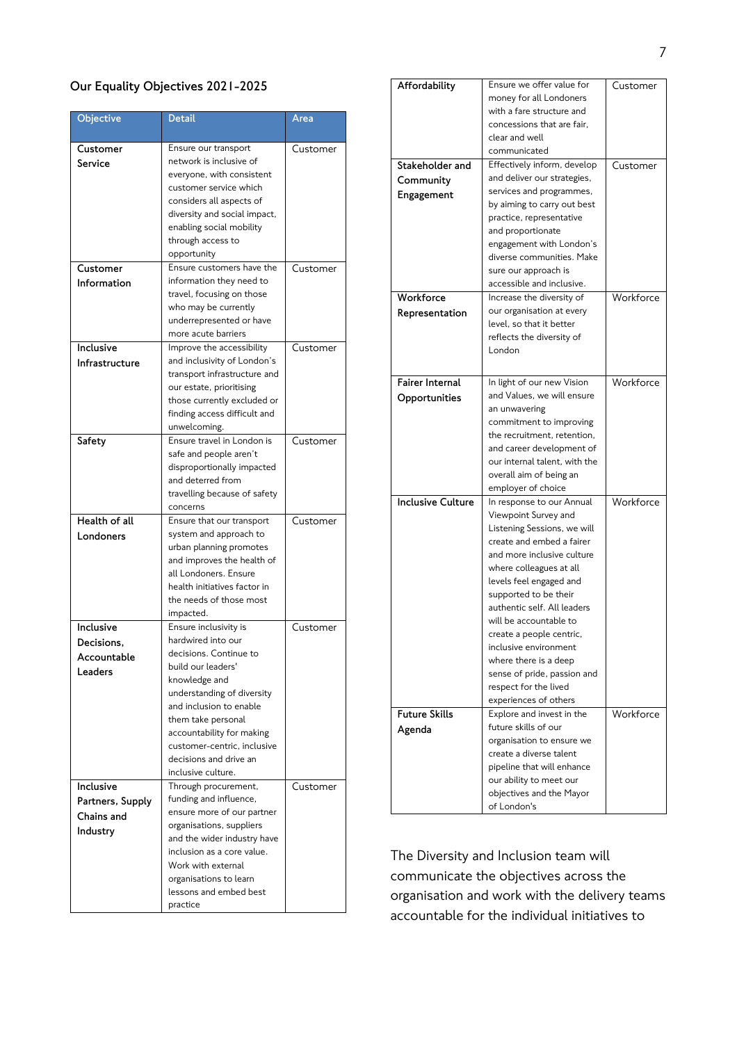## Our Equality Objectives 2021-2025

| Objective | Detail | Area |
| --- | --- | --- |
| **Customer Service** | Ensure our transport network is inclusive of everyone, with consistent customer service which considers all aspects of diversity and social impact, enabling social mobility through access to opportunity | Customer |
| **Customer Information** | Ensure customers have the information they need to travel, focusing on those who may be currently underrepresented or have more acute barriers | Customer |
| **Inclusive Infrastructure** | Improve the accessibility and inclusivity of London's transport infrastructure and our estate, prioritising those currently excluded or finding access difficult and unwelcoming. | Customer |
| **Safety** | Ensure travel in London is safe and people aren't disproportionally impacted and deterred from travelling because of safety concerns | Customer |
| **Health of all Londoners** | Ensure that our transport system and approach to urban planning promotes and improves the health of all Londoners. Ensure health initiatives factor in the needs of those most impacted. | Customer |
| **Inclusive Decisions, Accountable Leaders** | Ensure inclusivity is hardwired into our decisions. Continue to build our leaders' knowledge and understanding of diversity and inclusion to enable them take personal accountability for making customer-centric, inclusive decisions and drive an inclusive culture. | Customer |
| **Inclusive Partners, Supply Chains and Industry** | Through procurement, funding and influence, ensure more of our partner organisations, suppliers and the wider industry have inclusion as a core value. Work with external organisations to learn lessons and embed best practice | Customer |
| **Affordability** | Ensure we offer value for money for all Londoners with a fare structure and concessions that are fair, clear and well communicated | Customer |
| **Stakeholder and Community Engagement** | Effectively inform, develop and deliver our strategies, services and programmes, by aiming to carry out best practice, representative and proportionate engagement with London's diverse communities. Make sure our approach is accessible and inclusive. | Customer |
| **Workforce Representation** | Increase the diversity of our organisation at every level, so that it better reflects the diversity of London | Workforce |
| **Fairer Internal Opportunities** | In light of our new Vision and Values, we will ensure an unwavering commitment to improving the recruitment, retention, and career development of our internal talent, with the overall aim of being an employer of choice | Workforce |
| **Inclusive Culture** | In response to our Annual Viewpoint Survey and Listening Sessions, we will create and embed a fairer and more inclusive culture where colleagues at all levels feel engaged and supported to be their authentic self. All leaders will be accountable to create a people centric, inclusive environment where there is a deep sense of pride, passion and respect for the lived experiences of others | Workforce |
| **Future Skills Agenda** | Explore and invest in the future skills of our organisation to ensure we create a diverse talent pipeline that will enhance our ability to meet our objectives and the Mayor of London's | Workforce |

The Diversity and Inclusion team will communicate the objectives across the organisation and work with the delivery teams accountable for the individual initiatives to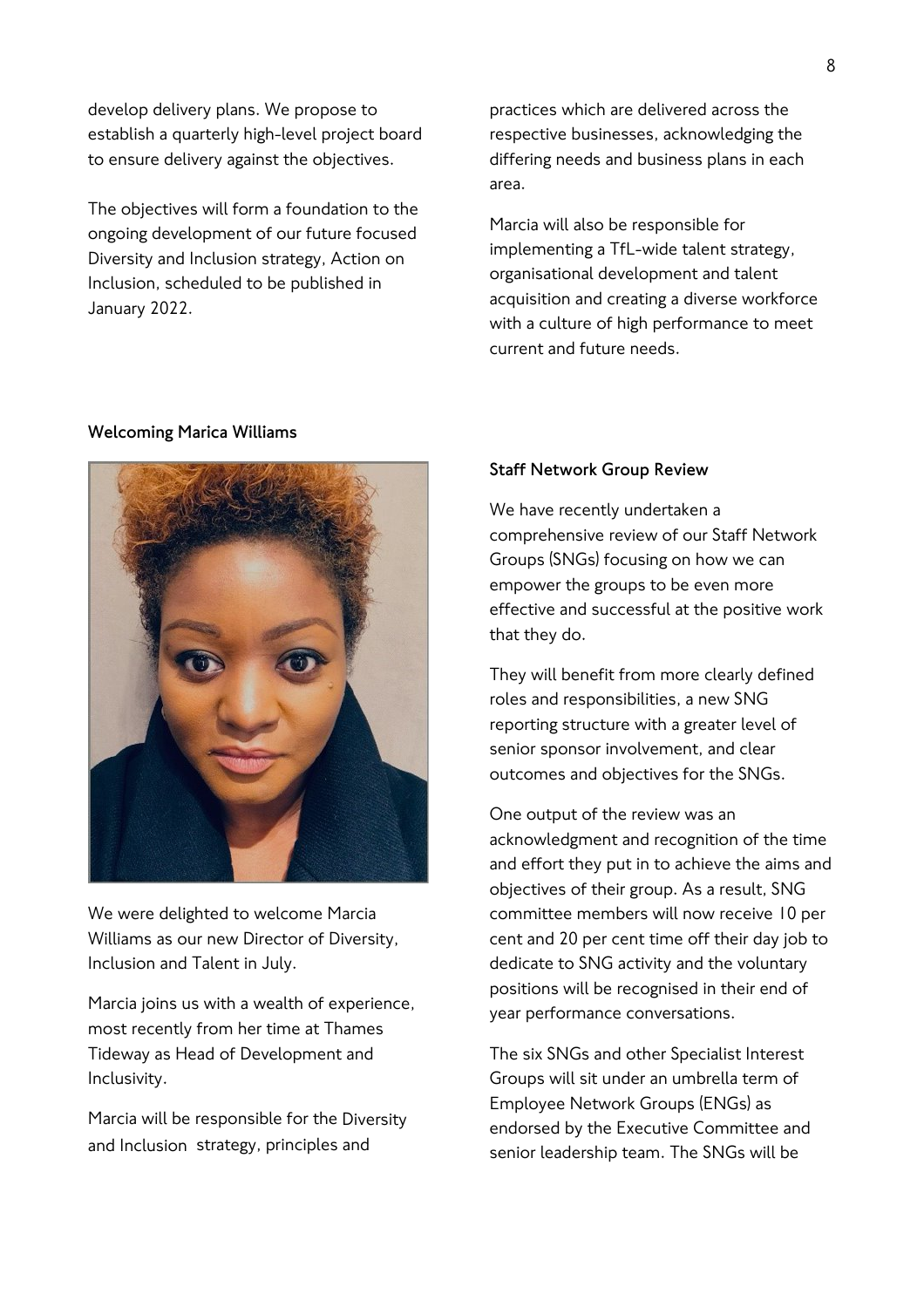develop delivery plans. We propose to establish a quarterly high-level project board to ensure delivery against the objectives.

The objectives will form a foundation to the ongoing development of our future focused Diversity and Inclusion strategy, Action on Inclusion, scheduled to be published in January 2022.

### Welcoming Marica Williams

We were delighted to welcome Marcia Williams as our new Director of Diversity, Inclusion and Talent in July.

Marcia joins us with a wealth of experience, most recently from her time at Thames Tideway as Head of Development and Inclusivity.

Marcia will be responsible for the Diversity and Inclusion strategy, principles and practices which are delivered across the respective businesses, acknowledging the differing needs and business plans in each area.

Marcia will also be responsible for implementing a TfL-wide talent strategy, organisational development and talent acquisition and creating a diverse workforce with a culture of high performance to meet current and future needs.

### Staff Network Group Review

We have recently undertaken a comprehensive review of our Staff Network Groups (SNGs) focusing on how we can empower the groups to be even more effective and successful at the positive work that they do.

They will benefit from more clearly defined roles and responsibilities, a new SNG reporting structure with a greater level of senior sponsor involvement, and clear outcomes and objectives for the SNGs.

One output of the review was an acknowledgment and recognition of the time and effort they put in to achieve the aims and objectives of their group. As a result, SNG committee members will now receive 10 per cent and 20 per cent time off their day job to dedicate to SNG activity and the voluntary positions will be recognised in their end of year performance conversations.

The six SNGs and other Specialist Interest Groups will sit under an umbrella term of Employee Network Groups (ENGs) as endorsed by the Executive Committee and senior leadership team. The SNGs will be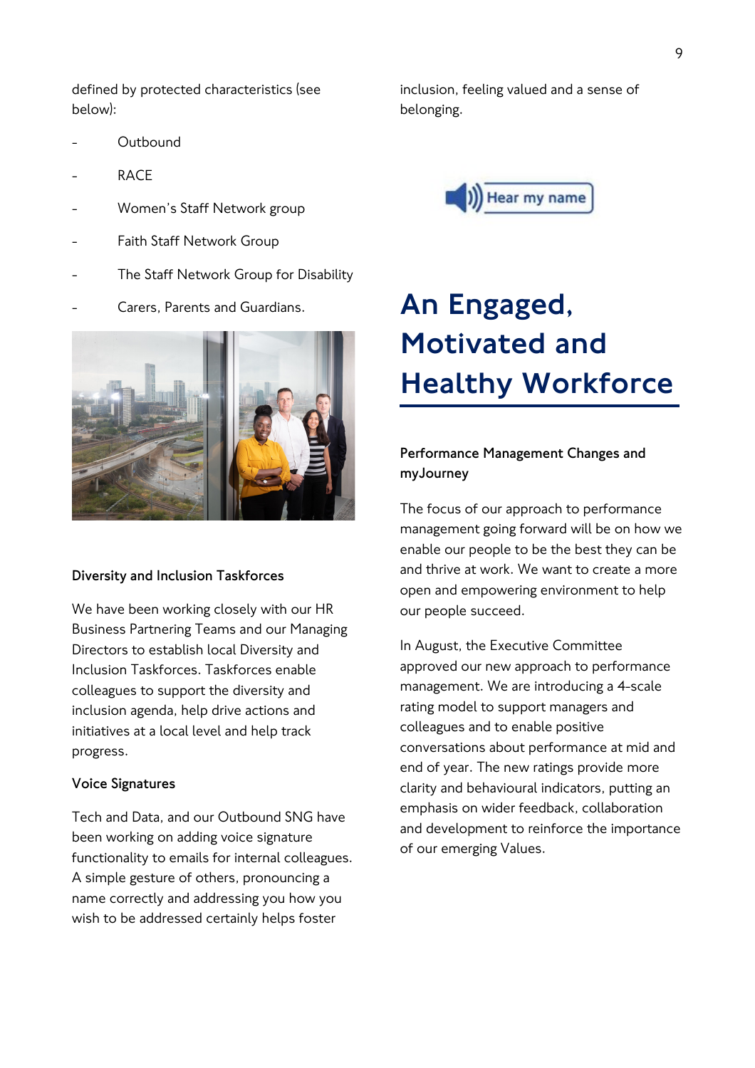defined by protected characteristics (see below):

- Outbound
- RACE
- Women's Staff Network group
- Faith Staff Network Group
- The Staff Network Group for Disability
- Carers, Parents and Guardians.

### Diversity and Inclusion Taskforces

We have been working closely with our HR Business Partnering Teams and our Managing Directors to establish local Diversity and Inclusion Taskforces. Taskforces enable colleagues to support the diversity and inclusion agenda, help drive actions and initiatives at a local level and help track progress.

### Voice Signatures

Tech and Data, and our Outbound SNG have been working on adding voice signature functionality to emails for internal colleagues. A simple gesture of others, pronouncing a name correctly and addressing you how you wish to be addressed certainly helps foster inclusion, feeling valued and a sense of belonging.

Hear my name

## An Engaged, Motivated and Healthy Workforce

### Performance Management Changes and myJourney

The focus of our approach to performance management going forward will be on how we enable our people to be the best they can be and thrive at work. We want to create a more open and empowering environment to help our people succeed.

In August, the Executive Committee approved our new approach to performance management. We are introducing a 4-scale rating model to support managers and colleagues and to enable positive conversations about performance at mid and end of year. The new ratings provide more clarity and behavioural indicators, putting an emphasis on wider feedback, collaboration and development to reinforce the importance of our emerging Values.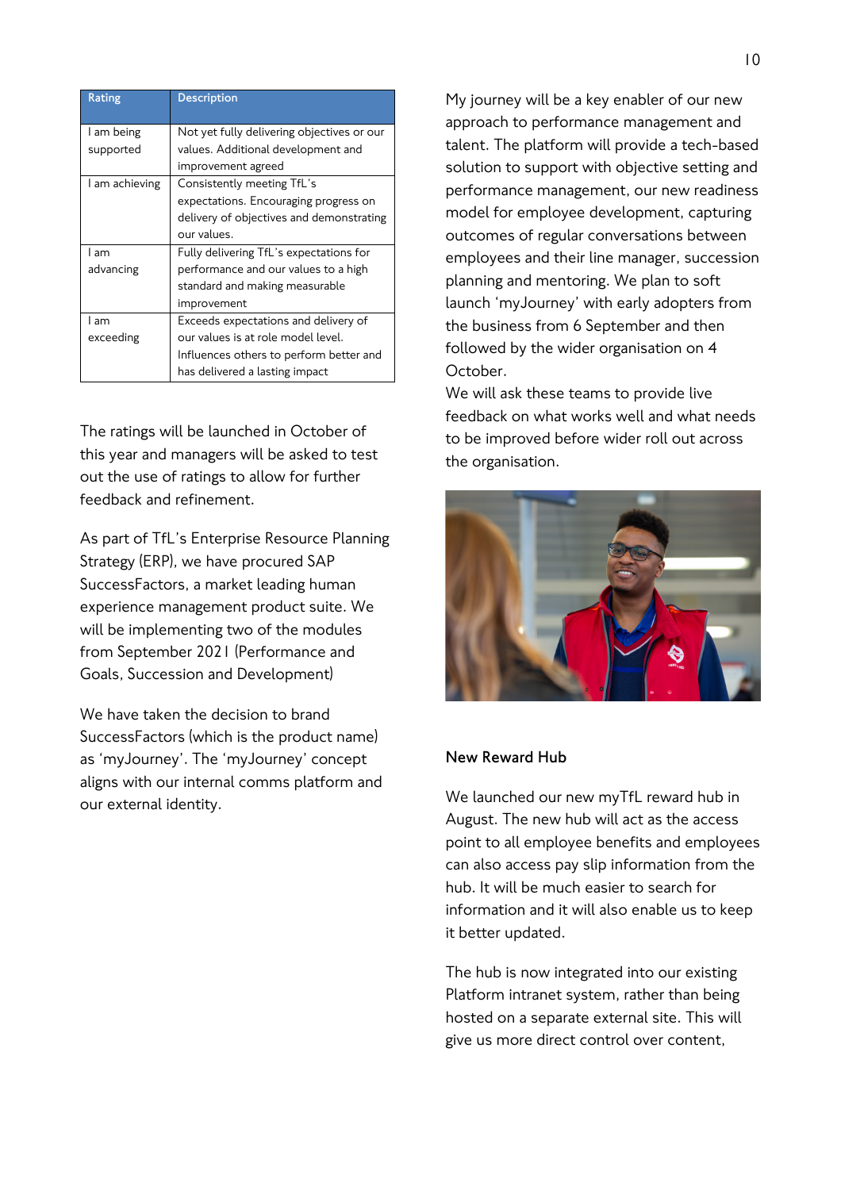| Rating | Description |
|---|---|
| I am being supported | Not yet fully delivering objectives or our values. Additional development and improvement agreed |
| I am achieving | Consistently meeting TfL's expectations. Encouraging progress on delivery of objectives and demonstrating our values. |
| I am advancing | Fully delivering TfL's expectations for performance and our values to a high standard and making measurable improvement |
| I am exceeding | Exceeds expectations and delivery of our values is at role model level. Influences others to perform better and has delivered a lasting impact |

The ratings will be launched in October of this year and managers will be asked to test out the use of ratings to allow for further feedback and refinement.

As part of TfL's Enterprise Resource Planning Strategy (ERP), we have procured SAP SuccessFactors, a market leading human experience management product suite. We will be implementing two of the modules from September 2021 (Performance and Goals, Succession and Development)

We have taken the decision to brand SuccessFactors (which is the product name) as 'myJourney'. The 'myJourney' concept aligns with our internal comms platform and our external identity.

My journey will be a key enabler of our new approach to performance management and talent. The platform will provide a tech-based solution to support with objective setting and performance management, our new readiness model for employee development, capturing outcomes of regular conversations between employees and their line manager, succession planning and mentoring. We plan to soft launch 'myJourney' with early adopters from the business from 6 September and then followed by the wider organisation on 4 October.
We will ask these teams to provide live feedback on what works well and what needs to be improved before wider roll out across the organisation.

## New Reward Hub

We launched our new myTfL reward hub in August. The new hub will act as the access point to all employee benefits and employees can also access pay slip information from the hub. It will be much easier to search for information and it will also enable us to keep it better updated.

The hub is now integrated into our existing Platform intranet system, rather than being hosted on a separate external site. This will give us more direct control over content,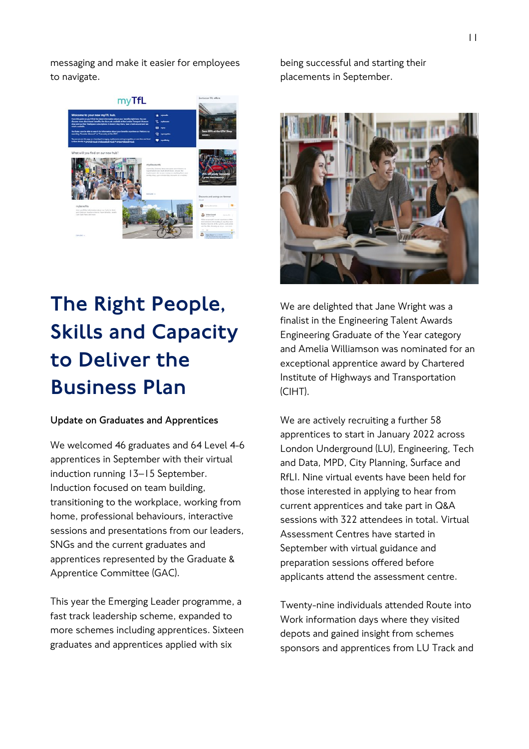messaging and make it easier for employees to navigate.

# The Right People, Skills and Capacity to Deliver the Business Plan

**Update on Graduates and Apprentices**

We welcomed 46 graduates and 64 Level 4-6 apprentices in September with their virtual induction running 13–15 September. Induction focused on team building, transitioning to the workplace, working from home, professional behaviours, interactive sessions and presentations from our leaders, SNGs and the current graduates and apprentices represented by the Graduate & Apprentice Committee (GAC).

This year the Emerging Leader programme, a fast track leadership scheme, expanded to more schemes including apprentices. Sixteen graduates and apprentices applied with six being successful and starting their placements in September.

We are delighted that Jane Wright was a finalist in the Engineering Talent Awards Engineering Graduate of the Year category and Amelia Williamson was nominated for an exceptional apprentice award by Chartered Institute of Highways and Transportation (CIHT).

We are actively recruiting a further 58 apprentices to start in January 2022 across London Underground (LU), Engineering, Tech and Data, MPD, City Planning, Surface and RfLI. Nine virtual events have been held for those interested in applying to hear from current apprentices and take part in Q&A sessions with 322 attendees in total. Virtual Assessment Centres have started in September with virtual guidance and preparation sessions offered before applicants attend the assessment centre.

Twenty-nine individuals attended Route into Work information days where they visited depots and gained insight from schemes sponsors and apprentices from LU Track and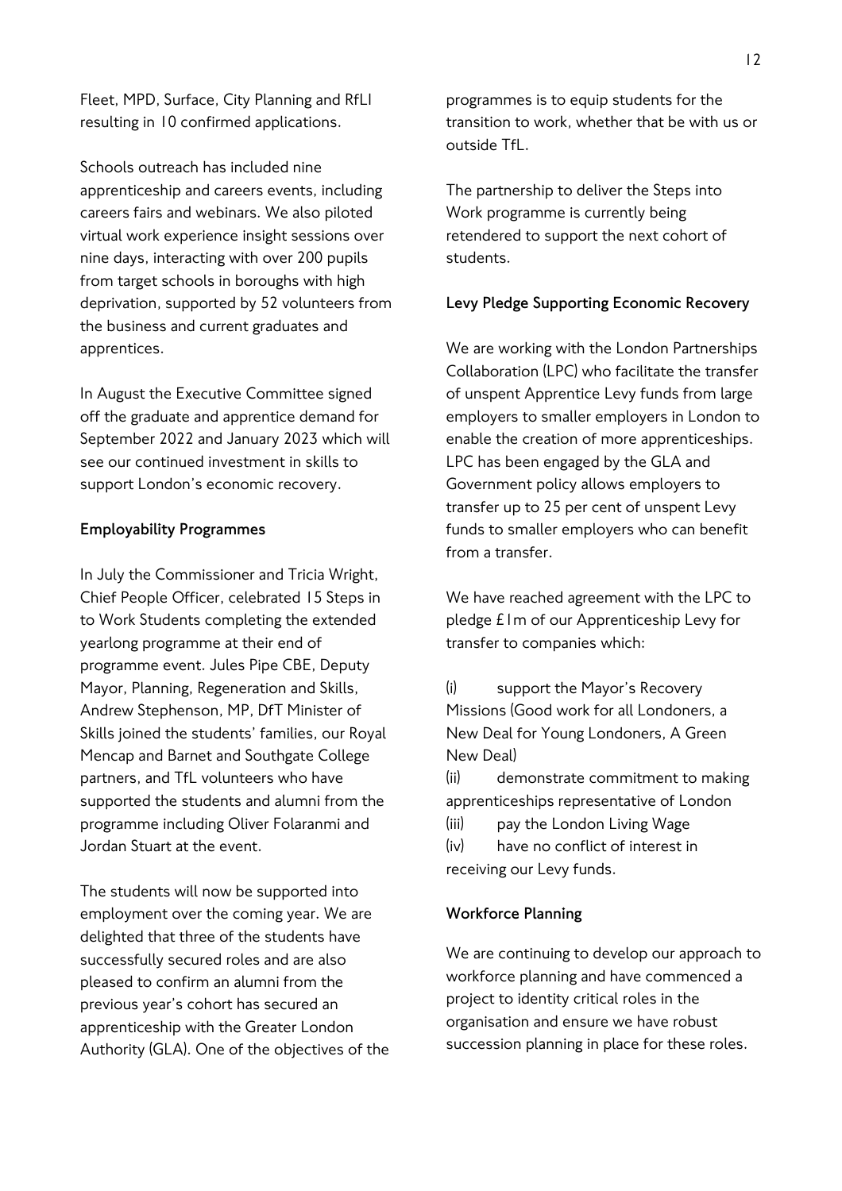Fleet, MPD, Surface, City Planning and RfLI resulting in 10 confirmed applications.

Schools outreach has included nine apprenticeship and careers events, including careers fairs and webinars. We also piloted virtual work experience insight sessions over nine days, interacting with over 200 pupils from target schools in boroughs with high deprivation, supported by 52 volunteers from the business and current graduates and apprentices.

In August the Executive Committee signed off the graduate and apprentice demand for September 2022 and January 2023 which will see our continued investment in skills to support London's economic recovery.

**Employability Programmes**

In July the Commissioner and Tricia Wright, Chief People Officer, celebrated 15 Steps in to Work Students completing the extended yearlong programme at their end of programme event. Jules Pipe CBE, Deputy Mayor, Planning, Regeneration and Skills, Andrew Stephenson, MP, DfT Minister of Skills joined the students' families, our Royal Mencap and Barnet and Southgate College partners, and TfL volunteers who have supported the students and alumni from the programme including Oliver Folaranmi and Jordan Stuart at the event.

The students will now be supported into employment over the coming year. We are delighted that three of the students have successfully secured roles and are also pleased to confirm an alumni from the previous year's cohort has secured an apprenticeship with the Greater London Authority (GLA). One of the objectives of the programmes is to equip students for the transition to work, whether that be with us or outside TfL.

The partnership to deliver the Steps into Work programme is currently being retendered to support the next cohort of students.

**Levy Pledge Supporting Economic Recovery**

We are working with the London Partnerships Collaboration (LPC) who facilitate the transfer of unspent Apprentice Levy funds from large employers to smaller employers in London to enable the creation of more apprenticeships. LPC has been engaged by the GLA and Government policy allows employers to transfer up to 25 per cent of unspent Levy funds to smaller employers who can benefit from a transfer.

We have reached agreement with the LPC to pledge £1m of our Apprenticeship Levy for transfer to companies which:

(i) support the Mayor's Recovery Missions (Good work for all Londoners, a New Deal for Young Londoners, A Green New Deal)
(ii) demonstrate commitment to making apprenticeships representative of London
(iii) pay the London Living Wage
(iv) have no conflict of interest in receiving our Levy funds.

**Workforce Planning**

We are continuing to develop our approach to workforce planning and have commenced a project to identity critical roles in the organisation and ensure we have robust succession planning in place for these roles.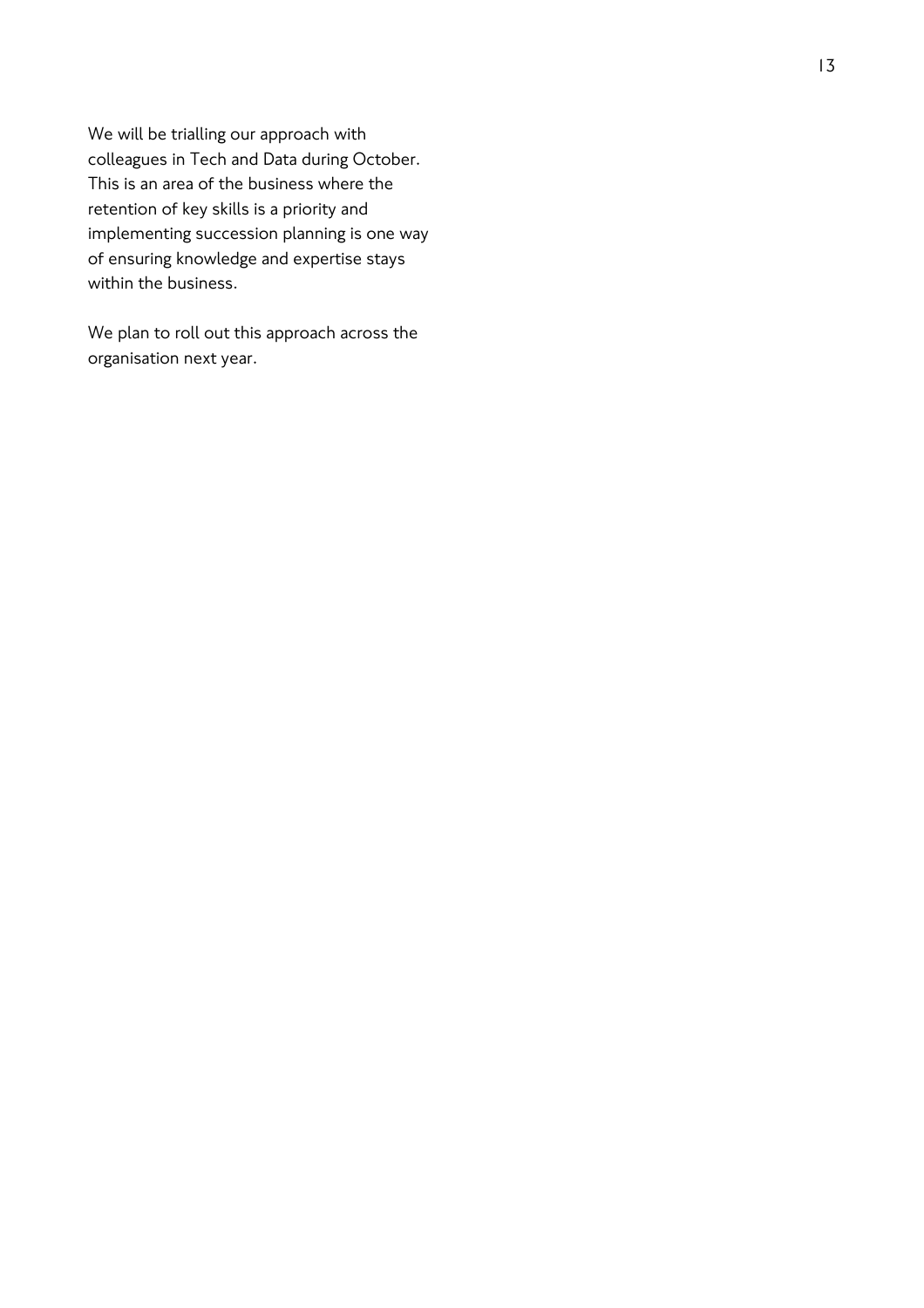We will be trialling our approach with colleagues in Tech and Data during October. This is an area of the business where the retention of key skills is a priority and implementing succession planning is one way of ensuring knowledge and expertise stays within the business.

We plan to roll out this approach across the organisation next year.